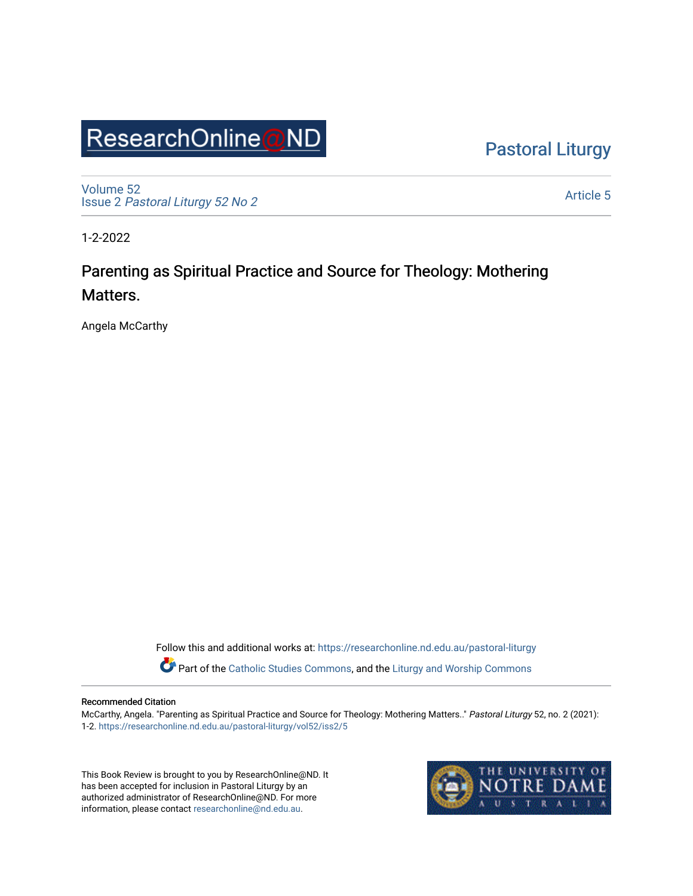ResearchOnline@ND

Pastoral Liturgy

Volume 52
Issue 2 *Pastoral Liturgy 52 No 2*

Article 5

1-2-2022

# Parenting as Spiritual Practice and Source for Theology: Mothering Matters.

Angela McCarthy

Follow this and additional works at: https://researchonline.nd.edu.au/pastoral-liturgy

Part of the Catholic Studies Commons, and the Liturgy and Worship Commons

**Recommended Citation**

McCarthy, Angela. "Parenting as Spiritual Practice and Source for Theology: Mothering Matters.." *Pastoral Liturgy* 52, no. 2 (2021): 1-2. https://researchonline.nd.edu.au/pastoral-liturgy/vol52/iss2/5

This Book Review is brought to you by ResearchOnline@ND. It has been accepted for inclusion in Pastoral Liturgy by an authorized administrator of ResearchOnline@ND. For more information, please contact researchonline@nd.edu.au.

THE UNIVERSITY OF NOTRE DAME AUSTRALIA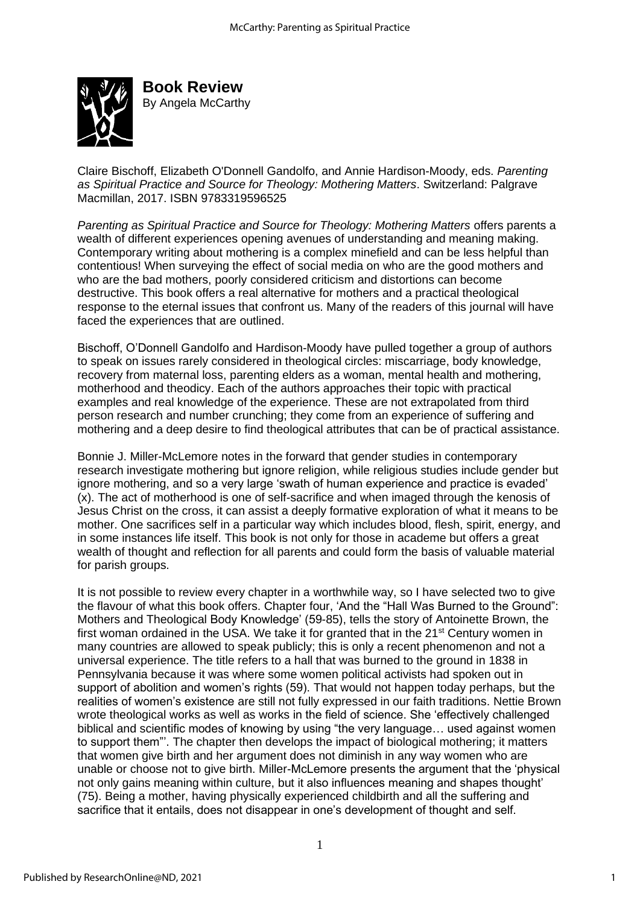# Book Review

By Angela McCarthy

Claire Bischoff, Elizabeth O'Donnell Gandolfo, and Annie Hardison-Moody, eds. *Parenting as Spiritual Practice and Source for Theology: Mothering Matters*. Switzerland: Palgrave Macmillan, 2017. ISBN 9783319596525

*Parenting as Spiritual Practice and Source for Theology: Mothering Matters* offers parents a wealth of different experiences opening avenues of understanding and meaning making. Contemporary writing about mothering is a complex minefield and can be less helpful than contentious! When surveying the effect of social media on who are the good mothers and who are the bad mothers, poorly considered criticism and distortions can become destructive. This book offers a real alternative for mothers and a practical theological response to the eternal issues that confront us. Many of the readers of this journal will have faced the experiences that are outlined.

Bischoff, O'Donnell Gandolfo and Hardison-Moody have pulled together a group of authors to speak on issues rarely considered in theological circles: miscarriage, body knowledge, recovery from maternal loss, parenting elders as a woman, mental health and mothering, motherhood and theodicy. Each of the authors approaches their topic with practical examples and real knowledge of the experience. These are not extrapolated from third person research and number crunching; they come from an experience of suffering and mothering and a deep desire to find theological attributes that can be of practical assistance.

Bonnie J. Miller-McLemore notes in the forward that gender studies in contemporary research investigate mothering but ignore religion, while religious studies include gender but ignore mothering, and so a very large 'swath of human experience and practice is evaded' (x). The act of motherhood is one of self-sacrifice and when imaged through the kenosis of Jesus Christ on the cross, it can assist a deeply formative exploration of what it means to be mother. One sacrifices self in a particular way which includes blood, flesh, spirit, energy, and in some instances life itself. This book is not only for those in academe but offers a great wealth of thought and reflection for all parents and could form the basis of valuable material for parish groups.

It is not possible to review every chapter in a worthwhile way, so I have selected two to give the flavour of what this book offers. Chapter four, 'And the "Hall Was Burned to the Ground": Mothers and Theological Body Knowledge' (59-85), tells the story of Antoinette Brown, the first woman ordained in the USA. We take it for granted that in the 21st Century women in many countries are allowed to speak publicly; this is only a recent phenomenon and not a universal experience. The title refers to a hall that was burned to the ground in 1838 in Pennsylvania because it was where some women political activists had spoken out in support of abolition and women's rights (59). That would not happen today perhaps, but the realities of women's existence are still not fully expressed in our faith traditions. Nettie Brown wrote theological works as well as works in the field of science. She 'effectively challenged biblical and scientific modes of knowing by using "the very language… used against women to support them"'. The chapter then develops the impact of biological mothering; it matters that women give birth and her argument does not diminish in any way women who are unable or choose not to give birth. Miller-McLemore presents the argument that the 'physical not only gains meaning within culture, but it also influences meaning and shapes thought' (75). Being a mother, having physically experienced childbirth and all the suffering and sacrifice that it entails, does not disappear in one's development of thought and self.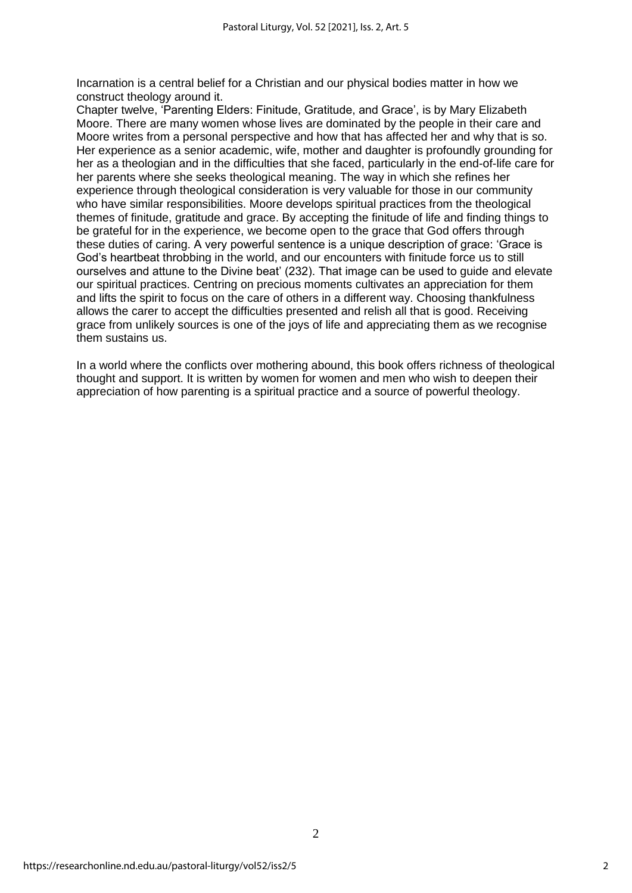Incarnation is a central belief for a Christian and our physical bodies matter in how we construct theology around it.

Chapter twelve, 'Parenting Elders: Finitude, Gratitude, and Grace', is by Mary Elizabeth Moore. There are many women whose lives are dominated by the people in their care and Moore writes from a personal perspective and how that has affected her and why that is so. Her experience as a senior academic, wife, mother and daughter is profoundly grounding for her as a theologian and in the difficulties that she faced, particularly in the end-of-life care for her parents where she seeks theological meaning. The way in which she refines her experience through theological consideration is very valuable for those in our community who have similar responsibilities. Moore develops spiritual practices from the theological themes of finitude, gratitude and grace. By accepting the finitude of life and finding things to be grateful for in the experience, we become open to the grace that God offers through these duties of caring. A very powerful sentence is a unique description of grace: 'Grace is God's heartbeat throbbing in the world, and our encounters with finitude force us to still ourselves and attune to the Divine beat' (232). That image can be used to guide and elevate our spiritual practices. Centring on precious moments cultivates an appreciation for them and lifts the spirit to focus on the care of others in a different way. Choosing thankfulness allows the carer to accept the difficulties presented and relish all that is good. Receiving grace from unlikely sources is one of the joys of life and appreciating them as we recognise them sustains us.

In a world where the conflicts over mothering abound, this book offers richness of theological thought and support. It is written by women for women and men who wish to deepen their appreciation of how parenting is a spiritual practice and a source of powerful theology.